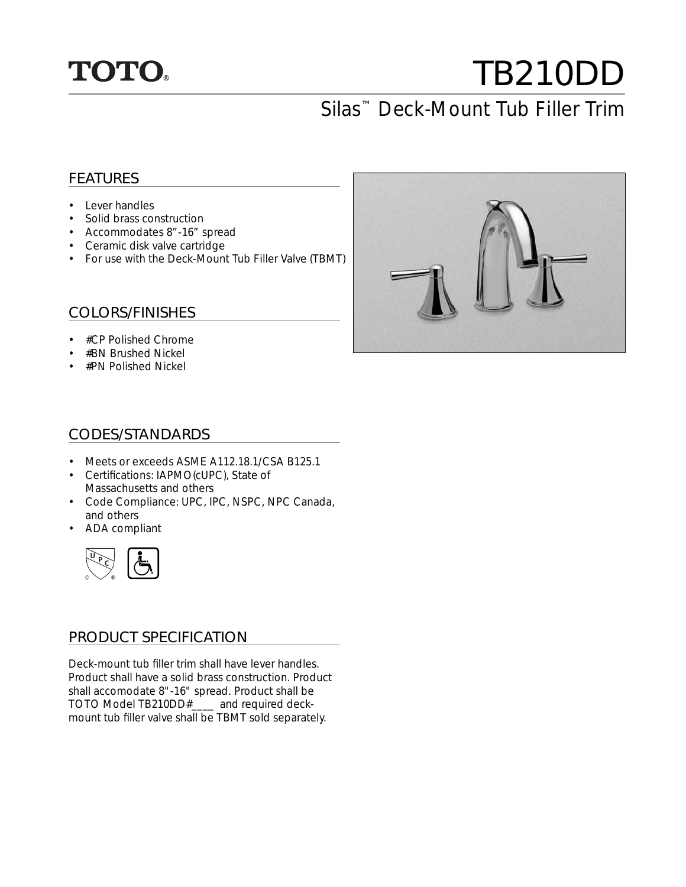# TOTO® TB210DD

## Silas™ Deck-Mount Tub Filler Trim

### FEATURES

- Lever handles
- Solid brass construction
- Accommodates 8”-16” spread
- Ceramic disk valve cartridge
- For use with the Deck-Mount Tub Filler Valve (TBMT)

### COLORS/FINISHES

- #CP Polished Chrome
- #BN Brushed Nickel
- #PN Polished Nickel

### CODES/STANDARDS

- Meets or exceeds ASME A112.18.1/CSA B125.1
- Certifications: IAPMO(cUPC), State of Massachusetts and others
- Code Compliance: UPC, IPC, NSPC, NPC Canada, and others
- ADA compliant

### PRODUCT SPECIFICATION

Deck-mount tub filler trim shall have lever handles. Product shall have a solid brass construction. Product shall accomodate 8"-16" spread. Product shall be TOTO Model TB210DD#____ and required deck-mount tub filler valve shall be TBMT sold separately.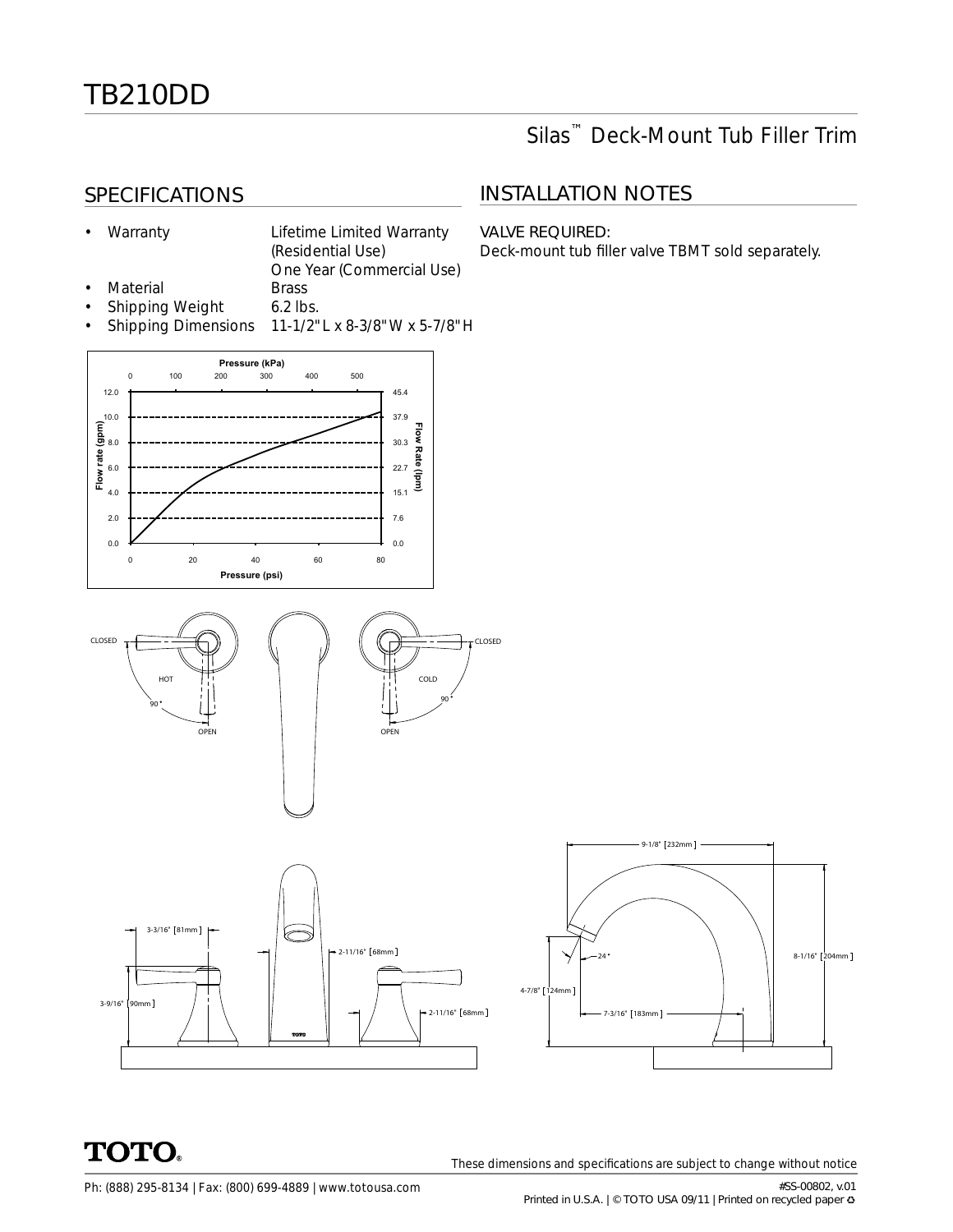# TB210DD

## Silas™ Deck-Mount Tub Filler Trim

## SPECIFICATIONS

- Warranty: Lifetime Limited Warranty (Residential Use) One Year (Commercial Use)
- Material: Brass
- Shipping Weight: 6.2 lbs.
- Shipping Dimensions: 11-1/2" L x 8-3/8" W x 5-7/8" H

Pressure (kPa)
0 100 200 300 400 500
Flow rate (gpm)
12.0 10.0 8.0 6.0 4.0 2.0 0.0
Flow Rate (lpm)
45.4 37.9 30.3 22.7 15.1 7.6 0.0
0 20 40 60 80
Pressure (psi)

CLOSED
HOT
90°
OPEN
CLOSED
COLD
90°
OPEN

3-3/16" [81mm]
2-11/16" [68mm]
3-9/16" [90mm]
2-11/16" [68mm]
TOTO

9-1/8" [232mm]
24°
8-1/16" [204mm]
4-7/8" [124mm]
7-3/16" [183mm]

## INSTALLATION NOTES

VALVE REQUIRED:
Deck-mount tub filler valve TBMT sold separately.

TOTO®

These dimensions and specifications are subject to change without notice

Ph: (888) 295-8134 | Fax: (800) 699-4889 | www.totousa.com

#SS-00802, v.01
Printed in U.S.A. | © TOTO USA 09/11 | Printed on recycled paper ♻